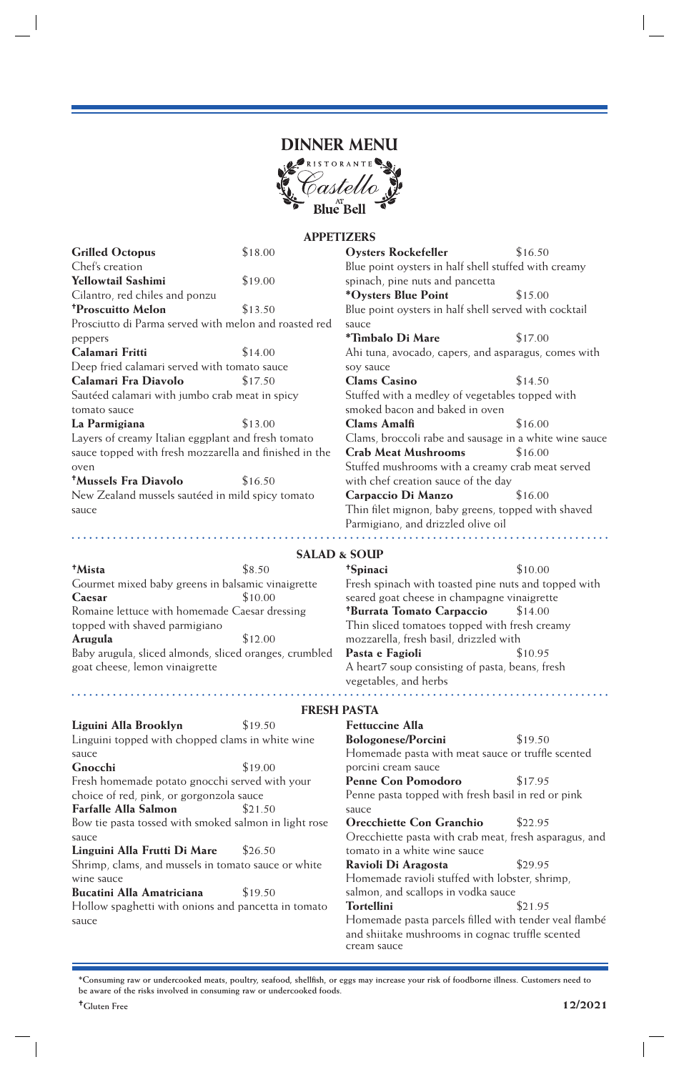# DINNER MENU

RISTORANTE Castello AT Blue Bell

## APPETIZERS

**Grilled Octopus** $18.00
Chef's creation

**Yellowtail Sashimi** $19.00
Cilantro, red chiles and ponzu

**†Proscuitto Melon** $13.50
Prosciutto di Parma served with melon and roasted red peppers

**Calamari Fritti** $14.00
Deep fried calamari served with tomato sauce

**Calamari Fra Diavolo** $17.50
Sautéed calamari with jumbo crab meat in spicy tomato sauce

**La Parmigiana** $13.00
Layers of creamy Italian eggplant and fresh tomato sauce topped with fresh mozzarella and finished in the oven

**†Mussels Fra Diavolo** $16.50
New Zealand mussels sautéed in mild spicy tomato sauce

**Oysters Rockefeller** $16.50
Blue point oysters in half shell stuffed with creamy spinach, pine nuts and pancetta

**\*Oysters Blue Point** $15.00
Blue point oysters in half shell served with cocktail sauce

**\*Timbalo Di Mare** $17.00
Ahi tuna, avocado, capers, and asparagus, comes with soy sauce

**Clams Casino** $14.50
Stuffed with a medley of vegetables topped with smoked bacon and baked in oven

**Clams Amalfi** $16.00
Clams, broccoli rabe and sausage in a white wine sauce

**Crab Meat Mushrooms** $16.00
Stuffed mushrooms with a creamy crab meat served with chef creation sauce of the day

**Carpaccio Di Manzo** $16.00
Thin filet mignon, baby greens, topped with shaved Parmigiano, and drizzled olive oil

## SALAD & SOUP

**†Mista** $8.50
Gourmet mixed baby greens in balsamic vinaigrette

**Caesar** $10.00
Romaine lettuce with homemade Caesar dressing topped with shaved parmigiano

**Arugula** $12.00
Baby arugula, sliced almonds, sliced oranges, crumbled goat cheese, lemon vinaigrette

**†Spinaci** $10.00
Fresh spinach with toasted pine nuts and topped with seared goat cheese in champagne vinaigrette

**†Burrata Tomato Carpaccio** $14.00
Thin sliced tomatoes topped with fresh creamy mozzarella, fresh basil, drizzled with

**Pasta e Fagioli** $10.95
A heart7 soup consisting of pasta, beans, fresh vegetables, and herbs

## FRESH PASTA

**Liguini Alla Brooklyn** $19.50
Linguini topped with chopped clams in white wine sauce

**Gnocchi** $19.00
Fresh homemade potato gnocchi served with your choice of red, pink, or gorgonzola sauce

**Farfalle Alla Salmon** $21.50
Bow tie pasta tossed with smoked salmon in light rose sauce

**Linguini Alla Frutti Di Mare** $26.50
Shrimp, clams, and mussels in tomato sauce or white wine sauce

**Bucatini Alla Amatriciana** $19.50
Hollow spaghetti with onions and pancetta in tomato sauce

**Fettuccine Alla Bolognese/Porcini** $19.50
Homemade pasta with meat sauce or truffle scented porcini cream sauce

**Penne Con Pomodoro** $17.95
Penne pasta topped with fresh basil in red or pink sauce

**Orecchiette Con Granchio** $22.95
Orecchiette pasta with crab meat, fresh asparagus, and tomato in a white wine sauce

**Ravioli Di Aragosta** $29.95
Homemade ravioli stuffed with lobster, shrimp, salmon, and scallops in vodka sauce

**Tortellini** $21.95
Homemade pasta parcels filled with tender veal flambé and shiitake mushrooms in cognac truffle scented cream sauce

**\*Consuming raw or undercooked meats, poultry, seafood, shellfish, or eggs may increase your risk of foodborne illness. Customers need to be aware of the risks involved in consuming raw or undercooked foods.**

**†Gluten Free**

**12/2021**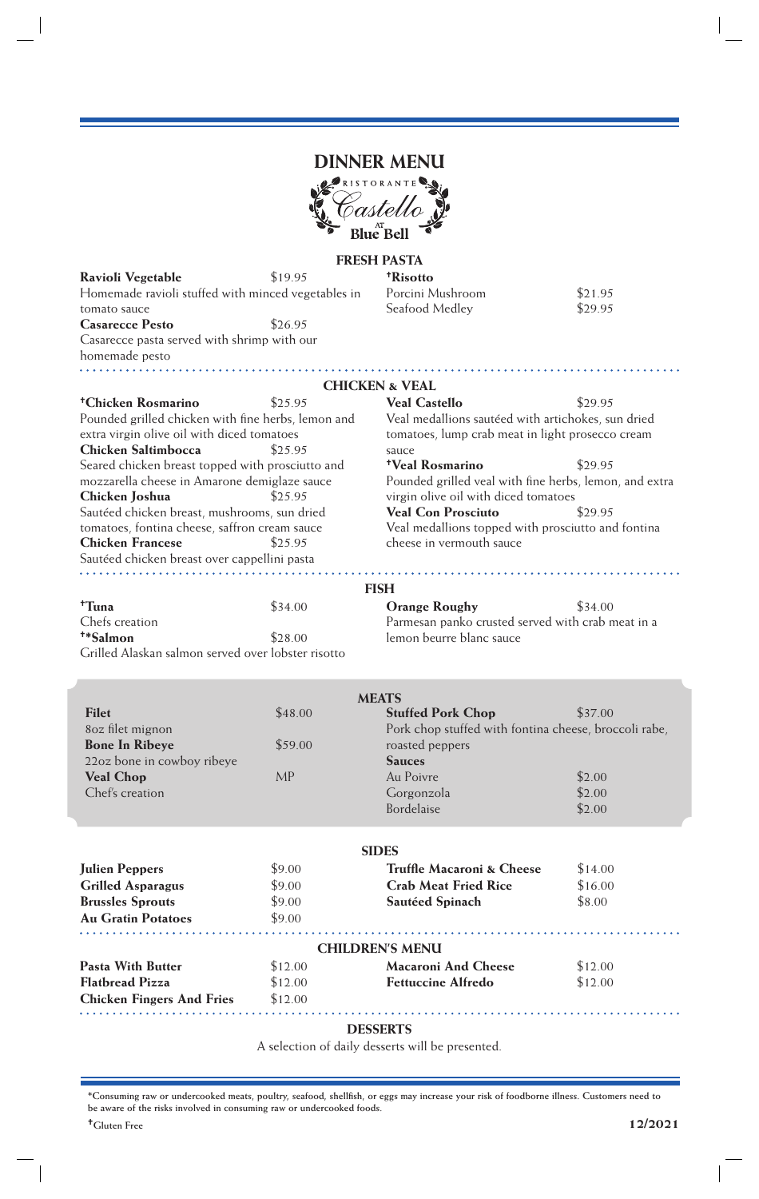# DINNER MENU

RISTORANTE *Castello* AT Blue Bell

## FRESH PASTA

**Ravioli Vegetable** $19.95
Homemade ravioli stuffed with minced vegetables in tomato sauce

**Casarecce Pesto** $26.95
Casarecce pasta served with shrimp with our homemade pesto

**†Risotto**
Porcini Mushroom $21.95
Seafood Medley $29.95

## CHICKEN & VEAL

**†Chicken Rosmarino** $25.95
Pounded grilled chicken with fine herbs, lemon and extra virgin olive oil with diced tomatoes

**Chicken Saltimbocca** $25.95
Seared chicken breast topped with prosciutto and mozzarella cheese in Amarone demiglaze sauce

**Chicken Joshua** $25.95
Sautéed chicken breast, mushrooms, sun dried tomatoes, fontina cheese, saffron cream sauce

**Chicken Francese** $25.95
Sautéed chicken breast over cappellini pasta

**Veal Castello** $29.95
Veal medallions sautéed with artichokes, sun dried tomatoes, lump crab meat in light prosecco cream sauce

**†Veal Rosmarino** $29.95
Pounded grilled veal with fine herbs, lemon, and extra virgin olive oil with diced tomatoes

**Veal Con Prosciuto** $29.95
Veal medallions topped with prosciutto and fontina cheese in vermouth sauce

## FISH

**†Tuna** $34.00
Chefs creation

**†*Salmon** $28.00
Grilled Alaskan salmon served over lobster risotto

**Orange Roughy** $34.00
Parmesan panko crusted served with crab meat in a lemon beurre blanc sauce

## MEATS

**Filet** $48.00
8oz filet mignon

**Bone In Ribeye** $59.00
22oz bone in cowboy ribeye

**Veal Chop** MP
Chef's creation

**Stuffed Pork Chop** $37.00
Pork chop stuffed with fontina cheese, broccoli rabe, roasted peppers

**Sauces**
Au Poivre $2.00
Gorgonzola $2.00
Bordelaise $2.00

## SIDES

| | | | |
|---|---|---|---|
| **Julien Peppers** | $9.00 | **Truffle Macaroni & Cheese** | $14.00 |
| **Grilled Asparagus** | $9.00 | **Crab Meat Fried Rice** | $16.00 |
| **Brussles Sprouts** | $9.00 | **Sautéed Spinach** | $8.00 |
| **Au Gratin Potatoes** | $9.00 | | |

## CHILDREN'S MENU

| | | | |
|---|---|---|---|
| **Pasta With Butter** | $12.00 | **Macaroni And Cheese** | $12.00 |
| **Flatbread Pizza** | $12.00 | **Fettuccine Alfredo** | $12.00 |
| **Chicken Fingers And Fries** | $12.00 | | |

## DESSERTS

A selection of daily desserts will be presented.

*Consuming raw or undercooked meats, poultry, seafood, shellfish, or eggs may increase your risk of foodborne illness. Customers need to be aware of the risks involved in consuming raw or undercooked foods.

†Gluten Free

12/2021